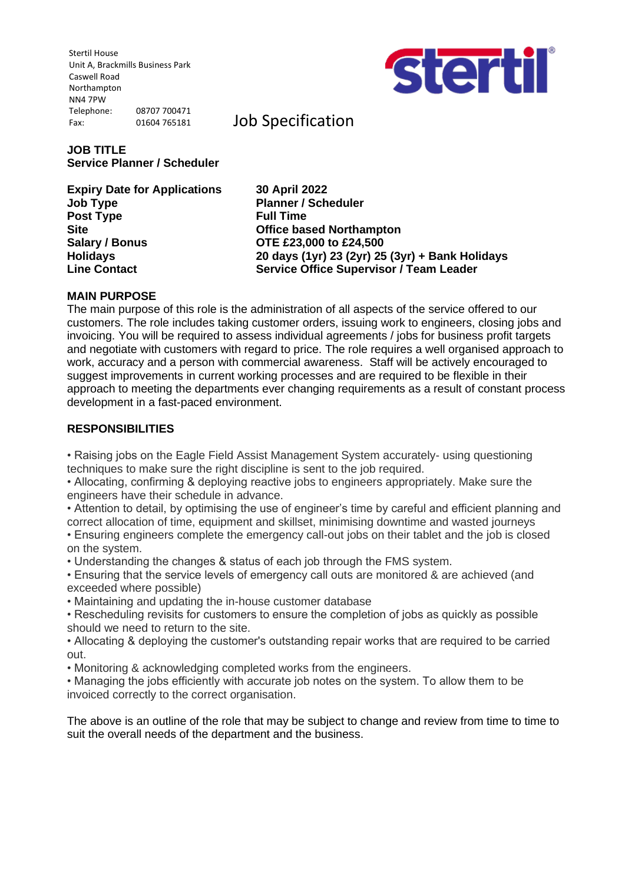Stertil House
Unit A, Brackmills Business Park
Caswell Road
Northampton
NN4 7PW
Telephone: 08707 700471
Fax: 01604 765181

stertil®

# Job Specification

**JOB TITLE**
**Service Planner / Scheduler**

| | |
|---|---|
| **Expiry Date for Applications** | **30 April 2022** |
| **Job Type** | **Planner / Scheduler** |
| **Post Type** | **Full Time** |
| **Site** | **Office based Northampton** |
| **Salary / Bonus** | **OTE £23,000 to £24,500** |
| **Holidays** | **20 days (1yr) 23 (2yr) 25 (3yr) + Bank Holidays** |
| **Line Contact** | **Service Office Supervisor / Team Leader** |

**MAIN PURPOSE**

The main purpose of this role is the administration of all aspects of the service offered to our customers. The role includes taking customer orders, issuing work to engineers, closing jobs and invoicing. You will be required to assess individual agreements / jobs for business profit targets and negotiate with customers with regard to price. The role requires a well organised approach to work, accuracy and a person with commercial awareness. Staff will be actively encouraged to suggest improvements in current working processes and are required to be flexible in their approach to meeting the departments ever changing requirements as a result of constant process development in a fast-paced environment.

**RESPONSIBILITIES**

- Raising jobs on the Eagle Field Assist Management System accurately- using questioning techniques to make sure the right discipline is sent to the job required.
- Allocating, confirming & deploying reactive jobs to engineers appropriately. Make sure the engineers have their schedule in advance.
- Attention to detail, by optimising the use of engineer's time by careful and efficient planning and correct allocation of time, equipment and skillset, minimising downtime and wasted journeys
- Ensuring engineers complete the emergency call-out jobs on their tablet and the job is closed on the system.
- Understanding the changes & status of each job through the FMS system.
- Ensuring that the service levels of emergency call outs are monitored & are achieved (and exceeded where possible)
- Maintaining and updating the in-house customer database
- Rescheduling revisits for customers to ensure the completion of jobs as quickly as possible should we need to return to the site.
- Allocating & deploying the customer's outstanding repair works that are required to be carried out.
- Monitoring & acknowledging completed works from the engineers.
- Managing the jobs efficiently with accurate job notes on the system. To allow them to be invoiced correctly to the correct organisation.

The above is an outline of the role that may be subject to change and review from time to time to suit the overall needs of the department and the business.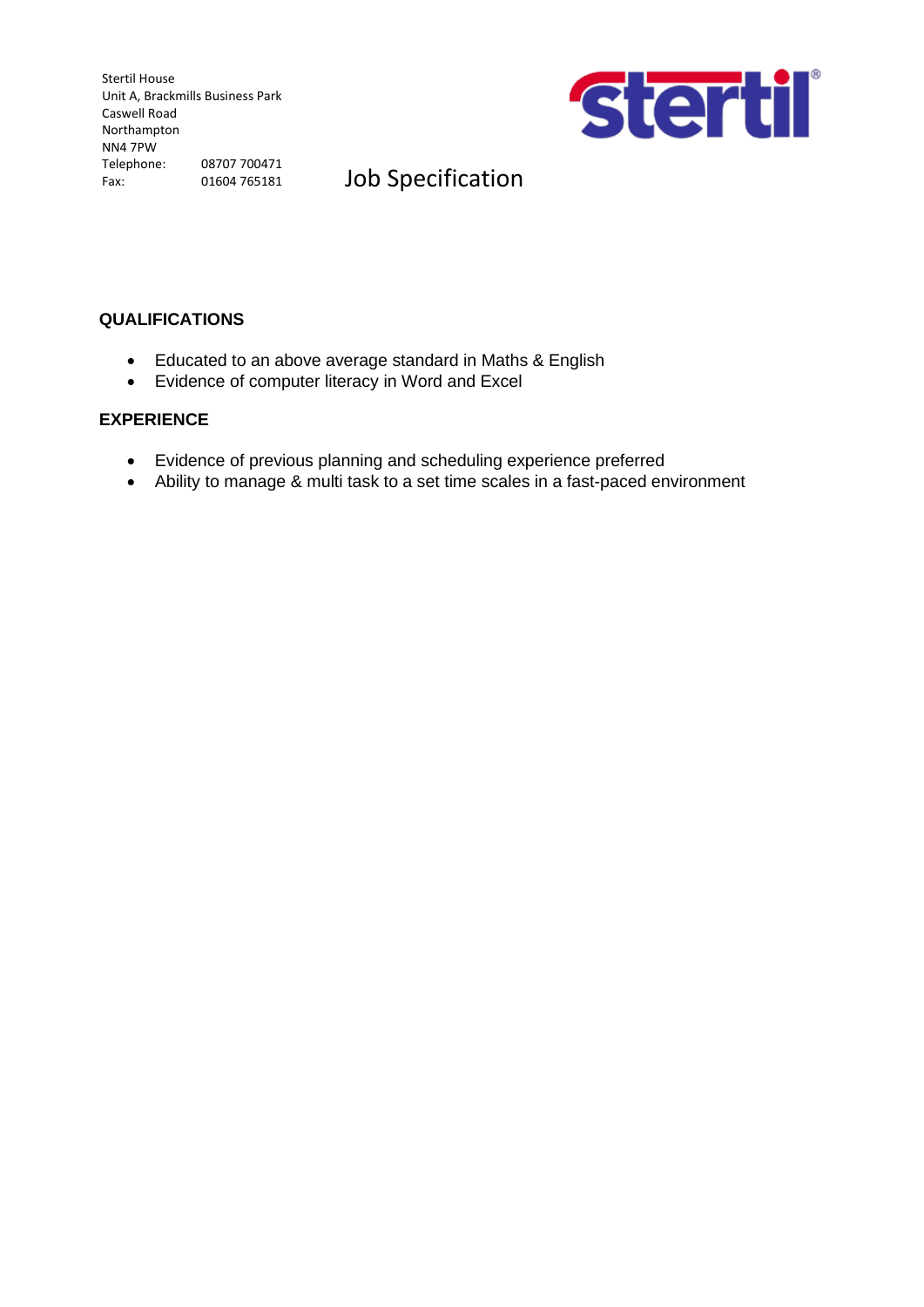Stertil House
Unit A, Brackmills Business Park
Caswell Road
Northampton
NN4 7PW
Telephone: 08707 700471
Fax: 01604 765181

stertil®

# Job Specification

## QUALIFICATIONS

- Educated to an above average standard in Maths & English
- Evidence of computer literacy in Word and Excel

## EXPERIENCE

- Evidence of previous planning and scheduling experience preferred
- Ability to manage & multi task to a set time scales in a fast-paced environment